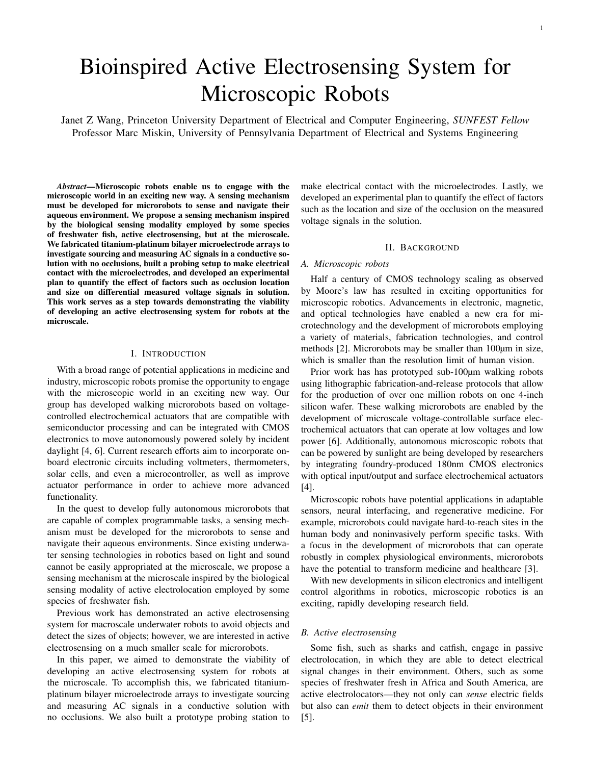# Bioinspired Active Electrosensing System for Microscopic Robots

Janet Z Wang, Princeton University Department of Electrical and Computer Engineering, *SUNFEST Fellow*
Professor Marc Miskin, University of Pennsylvania Department of Electrical and Systems Engineering

***Abstract*—Microscopic robots enable us to engage with the microscopic world in an exciting new way. A sensing mechanism must be developed for microrobots to sense and navigate their aqueous environment. We propose a sensing mechanism inspired by the biological sensing modality employed by some species of freshwater fish, active electrosensing, but at the microscale. We fabricated titanium-platinum bilayer microelectrode arrays to investigate sourcing and measuring AC signals in a conductive solution with no occlusions, built a probing setup to make electrical contact with the microelectrodes, and developed an experimental plan to quantify the effect of factors such as occlusion location and size on differential measured voltage signals in solution. This work serves as a step towards demonstrating the viability of developing an active electrosensing system for robots at the microscale.**

## I. Introduction

With a broad range of potential applications in medicine and industry, microscopic robots promise the opportunity to engage with the microscopic world in an exciting new way. Our group has developed walking microrobots based on voltage-controlled electrochemical actuators that are compatible with semiconductor processing and can be integrated with CMOS electronics to move autonomously powered solely by incident daylight [4, 6]. Current research efforts aim to incorporate on-board electronic circuits including voltmeters, thermometers, solar cells, and even a microcontroller, as well as improve actuator performance in order to achieve more advanced functionality.

In the quest to develop fully autonomous microrobots that are capable of complex programmable tasks, a sensing mechanism must be developed for the microrobots to sense and navigate their aqueous environments. Since existing underwater sensing technologies in robotics based on light and sound cannot be easily appropriated at the microscale, we propose a sensing mechanism at the microscale inspired by the biological sensing modality of active electrolocation employed by some species of freshwater fish.

Previous work has demonstrated an active electrosensing system for macroscale underwater robots to avoid objects and detect the sizes of objects; however, we are interested in active electrosensing on a much smaller scale for microrobots.

In this paper, we aimed to demonstrate the viability of developing an active electrosensing system for robots at the microscale. To accomplish this, we fabricated titanium-platinum bilayer microelectrode arrays to investigate sourcing and measuring AC signals in a conductive solution with no occlusions. We also built a prototype probing station to make electrical contact with the microelectrodes. Lastly, we developed an experimental plan to quantify the effect of factors such as the location and size of the occlusion on the measured voltage signals in the solution.

## II. Background

### A. Microscopic robots

Half a century of CMOS technology scaling as observed by Moore's law has resulted in exciting opportunities for microscopic robotics. Advancements in electronic, magnetic, and optical technologies have enabled a new era for microtechnology and the development of microrobots employing a variety of materials, fabrication technologies, and control methods [2]. Microrobots may be smaller than 100μm in size, which is smaller than the resolution limit of human vision.

Prior work has has prototyped sub-100μm walking robots using lithographic fabrication-and-release protocols that allow for the production of over one million robots on one 4-inch silicon wafer. These walking microrobots are enabled by the development of microscale voltage-controllable surface electrochemical actuators that can operate at low voltages and low power [6]. Additionally, autonomous microscopic robots that can be powered by sunlight are being developed by researchers by integrating foundry-produced 180nm CMOS electronics with optical input/output and surface electrochemical actuators [4].

Microscopic robots have potential applications in adaptable sensors, neural interfacing, and regenerative medicine. For example, microrobots could navigate hard-to-reach sites in the human body and noninvasively perform specific tasks. With a focus in the development of microrobots that can operate robustly in complex physiological environments, microrobots have the potential to transform medicine and healthcare [3].

With new developments in silicon electronics and intelligent control algorithms in robotics, microscopic robotics is an exciting, rapidly developing research field.

### B. Active electrosensing

Some fish, such as sharks and catfish, engage in passive electrolocation, in which they are able to detect electrical signal changes in their environment. Others, such as some species of freshwater fresh in Africa and South America, are active electrolocators—they not only can *sense* electric fields but also can *emit* them to detect objects in their environment [5].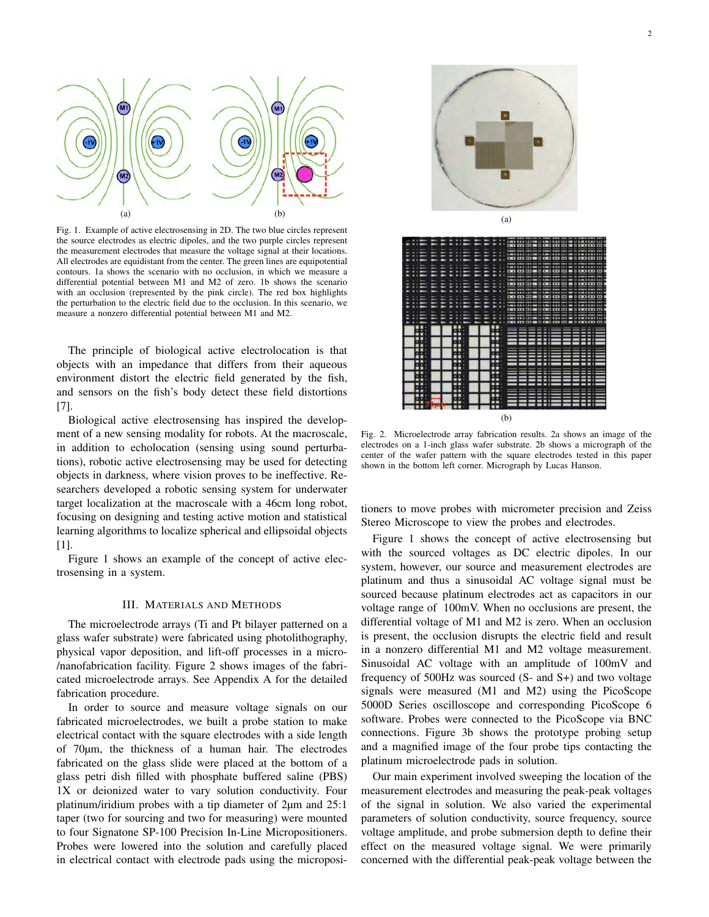Fig. 1. Example of active electrosensing in 2D. The two blue circles represent the source electrodes as electric dipoles, and the two purple circles represent the measurement electrodes that measure the voltage signal at their locations. All electrodes are equidistant from the center. The green lines are equipotential contours. 1a shows the scenario with no occlusion, in which we measure a differential potential between M1 and M2 of zero. 1b shows the scenario with an occlusion (represented by the pink circle). The red box highlights the perturbation to the electric field due to the occlusion. In this scenario, we measure a nonzero differential potential between M1 and M2.

The principle of biological active electrolocation is that objects with an impedance that differs from their aqueous environment distort the electric field generated by the fish, and sensors on the fish's body detect these field distortions [7].

Biological active electrosensing has inspired the development of a new sensing modality for robots. At the macroscale, in addition to echolocation (sensing using sound perturbations), robotic active electrosensing may be used for detecting objects in darkness, where vision proves to be ineffective. Researchers developed a robotic sensing system for underwater target localization at the macroscale with a 46cm long robot, focusing on designing and testing active motion and statistical learning algorithms to localize spherical and ellipsoidal objects [1].

Figure 1 shows an example of the concept of active electrosensing in a system.

## III. Materials and Methods

The microelectrode arrays (Ti and Pt bilayer patterned on a glass wafer substrate) were fabricated using photolithography, physical vapor deposition, and lift-off processes in a micro-/nanofabrication facility. Figure 2 shows images of the fabricated microelectrode arrays. See Appendix A for the detailed fabrication procedure.

In order to source and measure voltage signals on our fabricated microelectrodes, we built a probe station to make electrical contact with the square electrodes with a side length of 70µm, the thickness of a human hair. The electrodes fabricated on the glass slide were placed at the bottom of a glass petri dish filled with phosphate buffered saline (PBS) 1X or deionized water to vary solution conductivity. Four platinum/iridium probes with a tip diameter of 2µm and 25:1 taper (two for sourcing and two for measuring) were mounted to four Signatone SP-100 Precision In-Line Micropositioners. Probes were lowered into the solution and carefully placed in electrical contact with electrode pads using the micropositioners to move probes with micrometer precision and Zeiss Stereo Microscope to view the probes and electrodes.

Fig. 2. Microelectrode array fabrication results. 2a shows an image of the electrodes on a 1-inch glass wafer substrate. 2b shows a micrograph of the center of the wafer pattern with the square electrodes tested in this paper shown in the bottom left corner. Micrograph by Lucas Hanson.

Figure 1 shows the concept of active electrosensing but with the sourced voltages as DC electric dipoles. In our system, however, our source and measurement electrodes are platinum and thus a sinusoidal AC voltage signal must be sourced because platinum electrodes act as capacitors in our voltage range of 100mV. When no occlusions are present, the differential voltage of M1 and M2 is zero. When an occlusion is present, the occlusion disrupts the electric field and result in a nonzero differential M1 and M2 voltage measurement. Sinusoidal AC voltage with an amplitude of 100mV and frequency of 500Hz was sourced (S- and S+) and two voltage signals were measured (M1 and M2) using the PicoScope 5000D Series oscilloscope and corresponding PicoScope 6 software. Probes were connected to the PicoScope via BNC connections. Figure 3b shows the prototype probing setup and a magnified image of the four probe tips contacting the platinum microelectrode pads in solution.

Our main experiment involved sweeping the location of the measurement electrodes and measuring the peak-peak voltages of the signal in solution. We also varied the experimental parameters of solution conductivity, source frequency, source voltage amplitude, and probe submersion depth to define their effect on the measured voltage signal. We were primarily concerned with the differential peak-peak voltage between the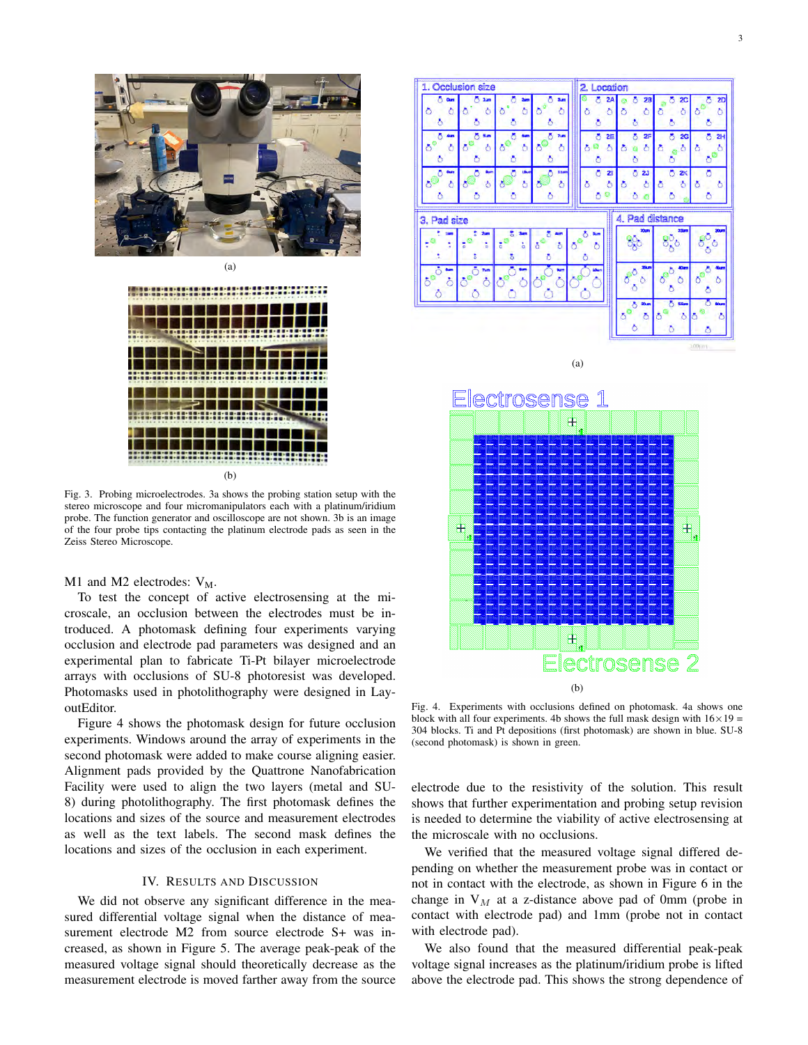(a)

(b)

Fig. 3. Probing microelectrodes. 3a shows the probing station setup with the stereo microscope and four micromanipulators each with a platinum/iridium probe. The function generator and oscilloscope are not shown. 3b is an image of the four probe tips contacting the platinum electrode pads as seen in the Zeiss Stereo Microscope.

M1 and M2 electrodes: $V_M$.

To test the concept of active electrosensing at the microscale, an occlusion between the electrodes must be introduced. A photomask defining four experiments varying occlusion and electrode pad parameters was designed and an experimental plan to fabricate Ti-Pt bilayer microelectrode arrays with occlusions of SU-8 photoresist was developed. Photomasks used in photolithography were designed in LayoutEditor.

Figure 4 shows the photomask design for future occlusion experiments. Windows around the array of experiments in the second photomask were added to make course aligning easier. Alignment pads provided by the Quattrone Nanofabrication Facility were used to align the two layers (metal and SU-8) during photolithography. The first photomask defines the locations and sizes of the source and measurement electrodes as well as the text labels. The second mask defines the locations and sizes of the occlusion in each experiment.

(a)

(b)

Fig. 4. Experiments with occlusions defined on photomask. 4a shows one block with all four experiments. 4b shows the full mask design with 16×19 = 304 blocks. Ti and Pt depositions (first photomask) are shown in blue. SU-8 (second photomask) is shown in green.

## IV. Results and Discussion

We did not observe any significant difference in the measured differential voltage signal when the distance of measurement electrode M2 from source electrode S+ was increased, as shown in Figure 5. The average peak-peak of the measured voltage signal should theoretically decrease as the measurement electrode is moved farther away from the source electrode due to the resistivity of the solution. This result shows that further experimentation and probing setup revision is needed to determine the viability of active electrosensing at the microscale with no occlusions.

We verified that the measured voltage signal differed depending on whether the measurement probe was in contact or not in contact with the electrode, as shown in Figure 6 in the change in $V_M$ at a z-distance above pad of 0mm (probe in contact with electrode pad) and 1mm (probe not in contact with electrode pad).

We also found that the measured differential peak-peak voltage signal increases as the platinum/iridium probe is lifted above the electrode pad. This shows the strong dependence of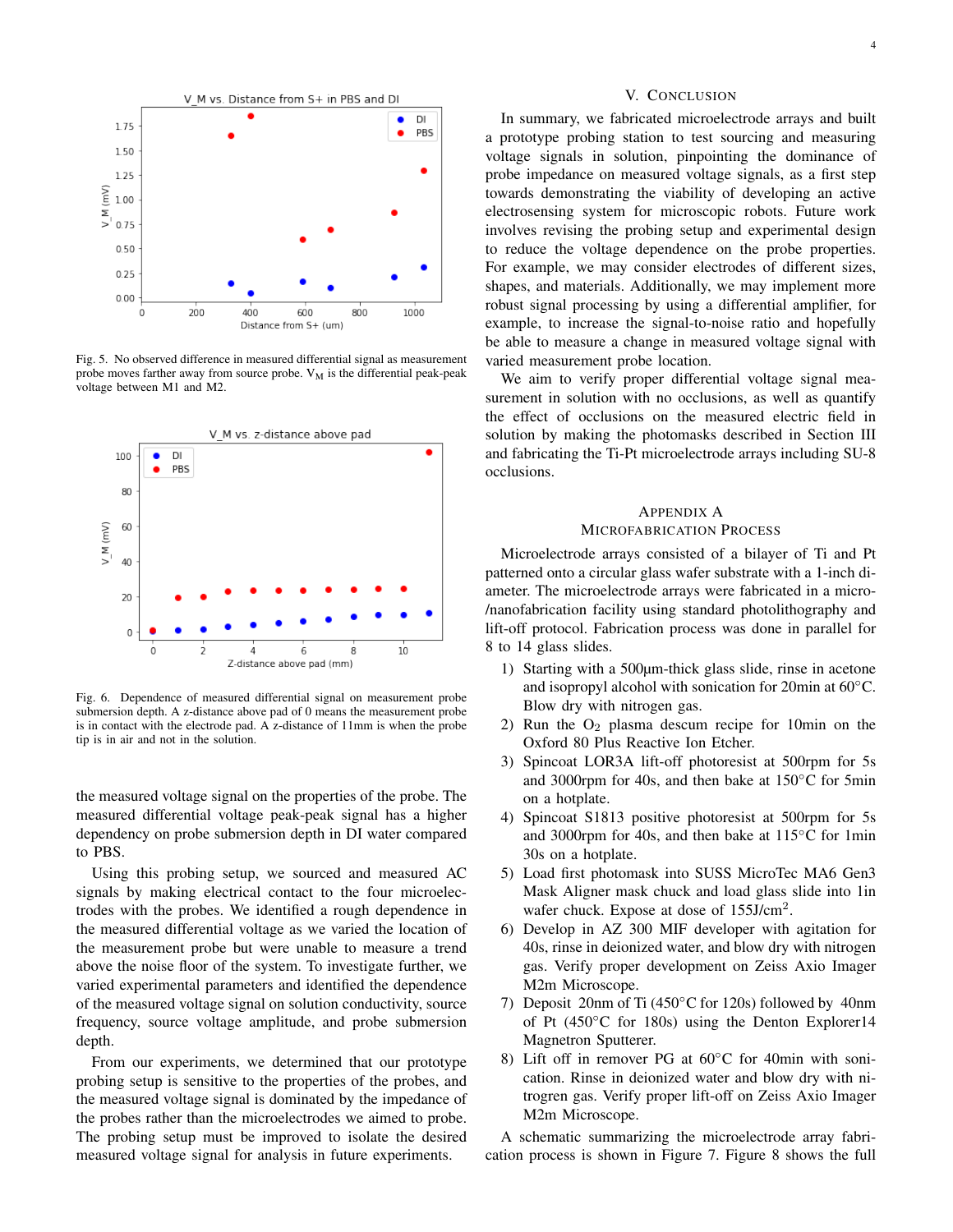Fig. 5. No observed difference in measured differential signal as measurement probe moves farther away from source probe. $V_M$ is the differential peak-peak voltage between M1 and M2.

Fig. 6. Dependence of measured differential signal on measurement probe submersion depth. A z-distance above pad of 0 means the measurement probe is in contact with the electrode pad. A z-distance of 11mm is when the probe tip is in air and not in the solution.

the measured voltage signal on the properties of the probe. The measured differential voltage peak-peak signal has a higher dependency on probe submersion depth in DI water compared to PBS.

Using this probing setup, we sourced and measured AC signals by making electrical contact to the four microelectrodes with the probes. We identified a rough dependence in the measured differential voltage as we varied the location of the measurement probe but were unable to measure a trend above the noise floor of the system. To investigate further, we varied experimental parameters and identified the dependence of the measured voltage signal on solution conductivity, source frequency, source voltage amplitude, and probe submersion depth.

From our experiments, we determined that our prototype probing setup is sensitive to the properties of the probes, and the measured voltage signal is dominated by the impedance of the probes rather than the microelectrodes we aimed to probe. The probing setup must be improved to isolate the desired measured voltage signal for analysis in future experiments.

## V. Conclusion

In summary, we fabricated microelectrode arrays and built a prototype probing station to test sourcing and measuring voltage signals in solution, pinpointing the dominance of probe impedance on measured voltage signals, as a first step towards demonstrating the viability of developing an active electrosensing system for microscopic robots. Future work involves revising the probing setup and experimental design to reduce the voltage dependence on the probe properties. For example, we may consider electrodes of different sizes, shapes, and materials. Additionally, we may implement more robust signal processing by using a differential amplifier, for example, to increase the signal-to-noise ratio and hopefully be able to measure a change in measured voltage signal with varied measurement probe location.

We aim to verify proper differential voltage signal measurement in solution with no occlusions, as well as quantify the effect of occlusions on the measured electric field in solution by making the photomasks described in Section III and fabricating the Ti-Pt microelectrode arrays including SU-8 occlusions.

## Appendix A
## Microfabrication Process

Microelectrode arrays consisted of a bilayer of Ti and Pt patterned onto a circular glass wafer substrate with a 1-inch diameter. The microelectrode arrays were fabricated in a micro-/nanofabrication facility using standard photolithography and lift-off protocol. Fabrication process was done in parallel for 8 to 14 glass slides.

1) Starting with a 500μm-thick glass slide, rinse in acetone and isopropyl alcohol with sonication for 20min at 60°C. Blow dry with nitrogen gas.
2) Run the $O_2$ plasma descum recipe for 10min on the Oxford 80 Plus Reactive Ion Etcher.
3) Spincoat LOR3A lift-off photoresist at 500rpm for 5s and 3000rpm for 40s, and then bake at 150°C for 5min on a hotplate.
4) Spincoat S1813 positive photoresist at 500rpm for 5s and 3000rpm for 40s, and then bake at 115°C for 1min 30s on a hotplate.
5) Load first photomask into SUSS MicroTec MA6 Gen3 Mask Aligner mask chuck and load glass slide into 1in wafer chuck. Expose at dose of 155J/cm$^2$.
6) Develop in AZ 300 MIF developer with agitation for 40s, rinse in deionized water, and blow dry with nitrogen gas. Verify proper development on Zeiss Axio Imager M2m Microscope.
7) Deposit 20nm of Ti (450°C for 120s) followed by 40nm of Pt (450°C for 180s) using the Denton Explorer14 Magnetron Sputterer.
8) Lift off in remover PG at 60°C for 40min with sonication. Rinse in deionized water and blow dry with nitrogen gas. Verify proper lift-off on Zeiss Axio Imager M2m Microscope.

A schematic summarizing the microelectrode array fabrication process is shown in Figure 7. Figure 8 shows the full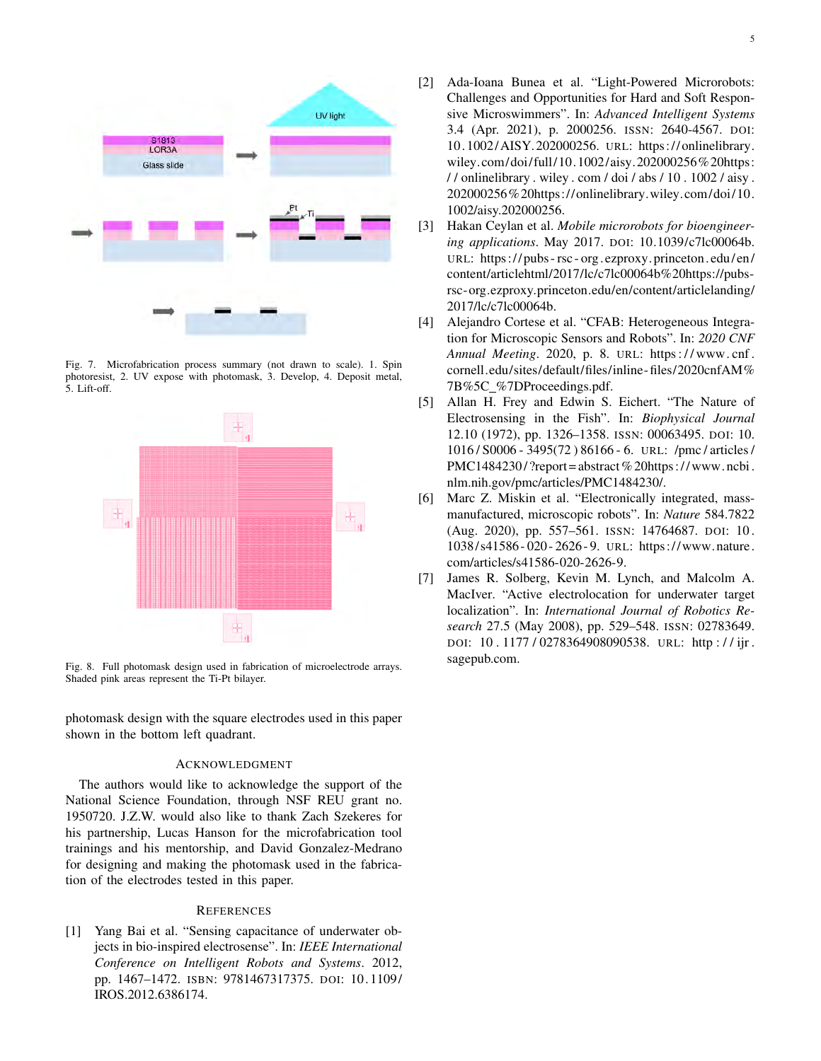S1813
LOR3A
Glass slide

UV light

Pt
Ti

Fig. 7. Microfabrication process summary (not drawn to scale). 1. Spin photoresist, 2. UV expose with photomask, 3. Develop, 4. Deposit metal, 5. Lift-off.

Fig. 8. Full photomask design used in fabrication of microelectrode arrays. Shaded pink areas represent the Ti-Pt bilayer.

photomask design with the square electrodes used in this paper shown in the bottom left quadrant.

## ACKNOWLEDGMENT

The authors would like to acknowledge the support of the National Science Foundation, through NSF REU grant no. 1950720. J.Z.W. would also like to thank Zach Szekeres for his partnership, Lucas Hanson for the microfabrication tool trainings and his mentorship, and David Gonzalez-Medrano for designing and making the photomask used in the fabrication of the electrodes tested in this paper.

## REFERENCES

[1] Yang Bai et al. "Sensing capacitance of underwater objects in bio-inspired electrosense". In: *IEEE International Conference on Intelligent Robots and Systems*. 2012, pp. 1467–1472. ISBN: 9781467317375. DOI: 10.1109/IROS.2012.6386174.

[2] Ada-Ioana Bunea et al. "Light-Powered Microrobots: Challenges and Opportunities for Hard and Soft Responsive Microswimmers". In: *Advanced Intelligent Systems* 3.4 (Apr. 2021), p. 2000256. ISSN: 2640-4567. DOI: 10.1002/AISY.202000256. URL: https://onlinelibrary.wiley.com/doi/full/10.1002/aisy.202000256%20https://onlinelibrary.wiley.com/doi/abs/10.1002/aisy.202000256%20https://onlinelibrary.wiley.com/doi/10.1002/aisy.202000256.

[3] Hakan Ceylan et al. *Mobile microrobots for bioengineering applications*. May 2017. DOI: 10.1039/c7lc00064b. URL: https://pubs-rsc-org.ezproxy.princeton.edu/en/content/articlehtml/2017/lc/c7lc00064b%20https://pubs-rsc-org.ezproxy.princeton.edu/en/content/articlelanding/2017/lc/c7lc00064b.

[4] Alejandro Cortese et al. "CFAB: Heterogeneous Integration for Microscopic Sensors and Robots". In: *2020 CNF Annual Meeting*. 2020, p. 8. URL: https://www.cnf.cornell.edu/sites/default/files/inline-files/2020cnfAM%7B%5C_%7DProceedings.pdf.

[5] Allan H. Frey and Edwin S. Eichert. "The Nature of Electrosensing in the Fish". In: *Biophysical Journal* 12.10 (1972), pp. 1326–1358. ISSN: 00063495. DOI: 10.1016/S0006-3495(72)86166-6. URL: /pmc/articles/PMC1484230/?report=abstract%20https://www.ncbi.nlm.nih.gov/pmc/articles/PMC1484230/.

[6] Marc Z. Miskin et al. "Electronically integrated, mass-manufactured, microscopic robots". In: *Nature* 584.7822 (Aug. 2020), pp. 557–561. ISSN: 14764687. DOI: 10.1038/s41586-020-2626-9. URL: https://www.nature.com/articles/s41586-020-2626-9.

[7] James R. Solberg, Kevin M. Lynch, and Malcolm A. MacIver. "Active electrolocation for underwater target localization". In: *International Journal of Robotics Research* 27.5 (May 2008), pp. 529–548. ISSN: 02783649. DOI: 10.1177/0278364908090538. URL: http://ijr.sagepub.com.